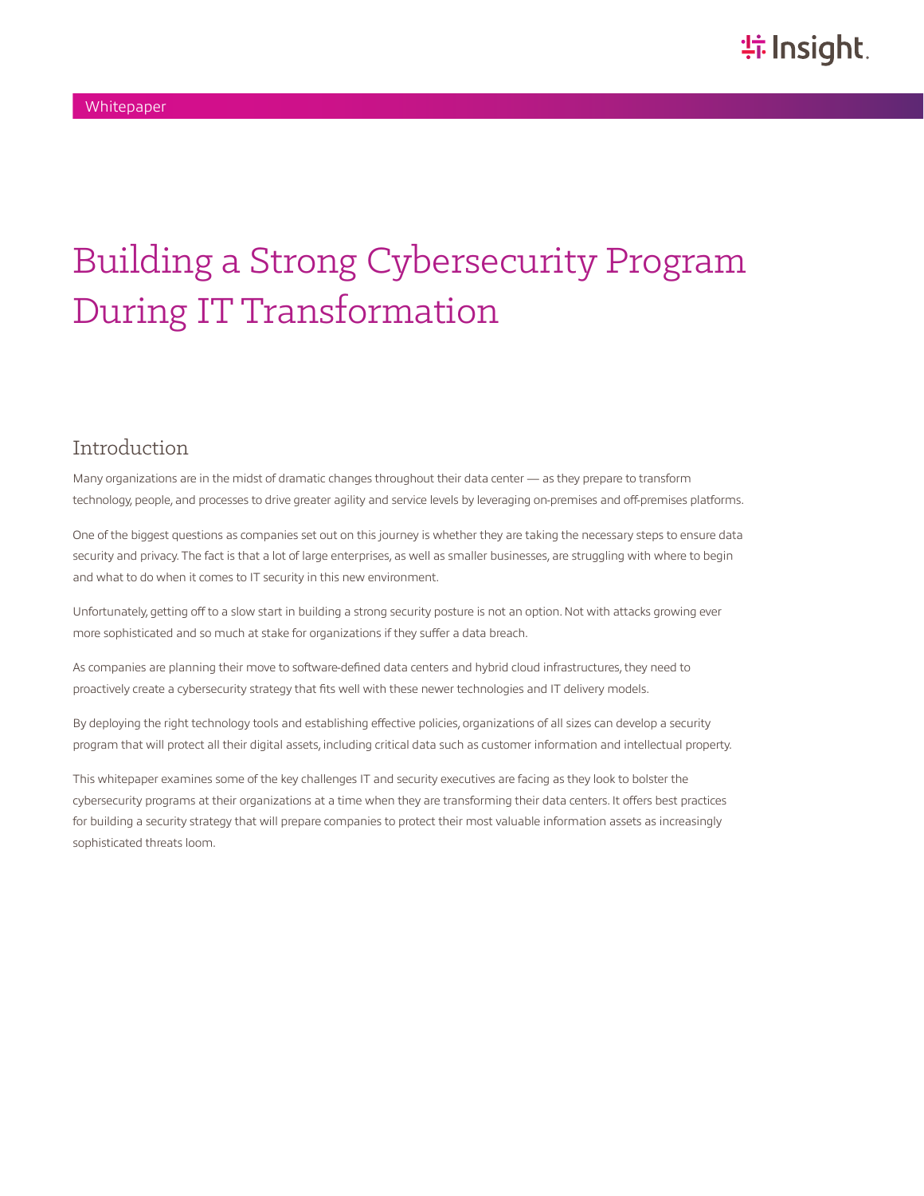Whitepaper

# Building a Strong Cybersecurity Program During IT Transformation

## Introduction

Many organizations are in the midst of dramatic changes throughout their data center — as they prepare to transform technology, people, and processes to drive greater agility and service levels by leveraging on-premises and off-premises platforms.

One of the biggest questions as companies set out on this journey is whether they are taking the necessary steps to ensure data security and privacy. The fact is that a lot of large enterprises, as well as smaller businesses, are struggling with where to begin and what to do when it comes to IT security in this new environment.

Unfortunately, getting off to a slow start in building a strong security posture is not an option. Not with attacks growing ever more sophisticated and so much at stake for organizations if they suffer a data breach.

As companies are planning their move to software-defined data centers and hybrid cloud infrastructures, they need to proactively create a cybersecurity strategy that fits well with these newer technologies and IT delivery models.

By deploying the right technology tools and establishing effective policies, organizations of all sizes can develop a security program that will protect all their digital assets, including critical data such as customer information and intellectual property.

This whitepaper examines some of the key challenges IT and security executives are facing as they look to bolster the cybersecurity programs at their organizations at a time when they are transforming their data centers. It offers best practices for building a security strategy that will prepare companies to protect their most valuable information assets as increasingly sophisticated threats loom.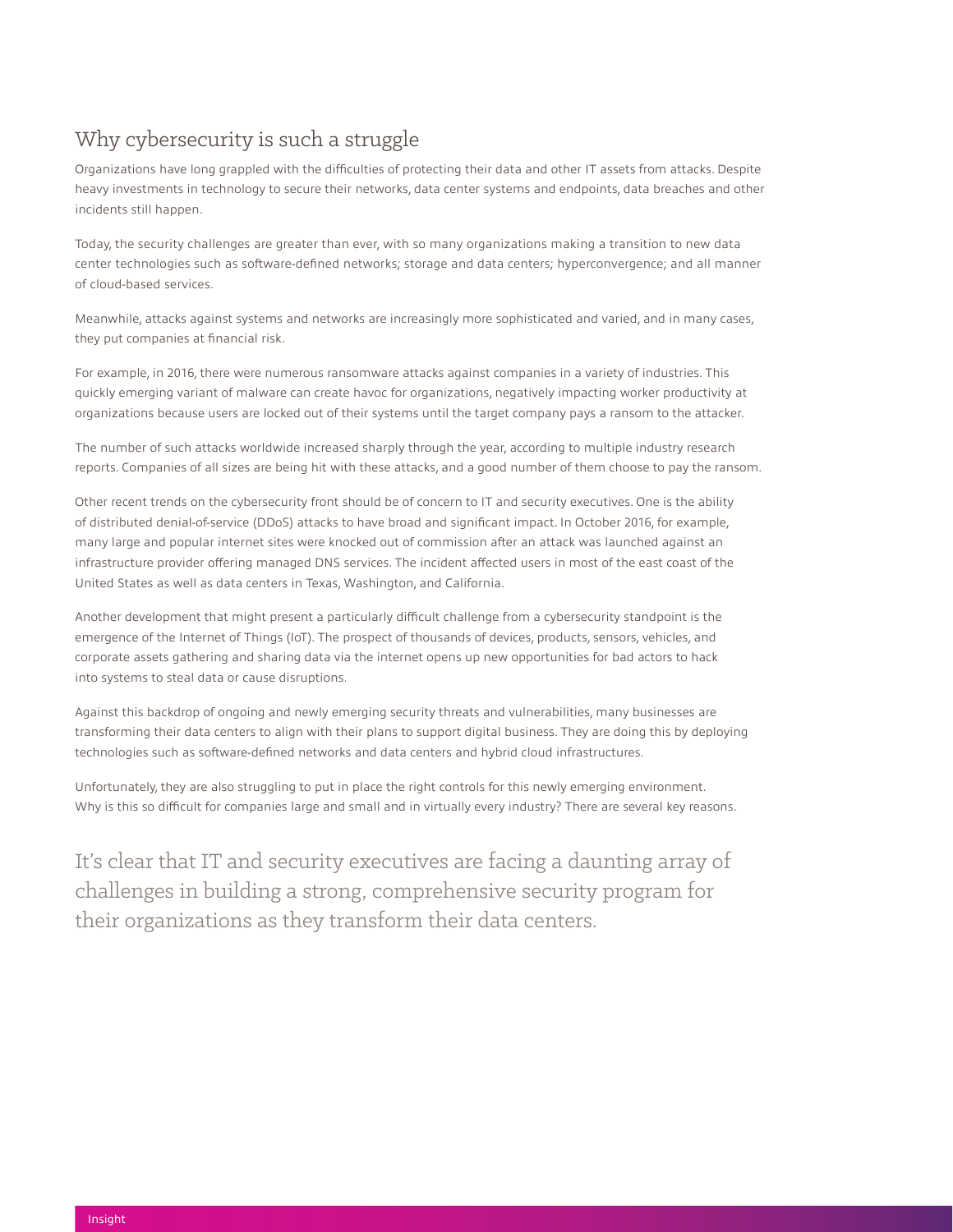## Why cybersecurity is such a struggle

Organizations have long grappled with the difficulties of protecting their data and other IT assets from attacks. Despite heavy investments in technology to secure their networks, data center systems and endpoints, data breaches and other incidents still happen.

Today, the security challenges are greater than ever, with so many organizations making a transition to new data center technologies such as software-defined networks; storage and data centers; hyperconvergence; and all manner of cloud-based services.

Meanwhile, attacks against systems and networks are increasingly more sophisticated and varied, and in many cases, they put companies at financial risk.

For example, in 2016, there were numerous ransomware attacks against companies in a variety of industries. This quickly emerging variant of malware can create havoc for organizations, negatively impacting worker productivity at organizations because users are locked out of their systems until the target company pays a ransom to the attacker.

The number of such attacks worldwide increased sharply through the year, according to multiple industry research reports. Companies of all sizes are being hit with these attacks, and a good number of them choose to pay the ransom.

Other recent trends on the cybersecurity front should be of concern to IT and security executives. One is the ability of distributed denial-of-service (DDoS) attacks to have broad and significant impact. In October 2016, for example, many large and popular internet sites were knocked out of commission after an attack was launched against an infrastructure provider offering managed DNS services. The incident affected users in most of the east coast of the United States as well as data centers in Texas, Washington, and California.

Another development that might present a particularly difficult challenge from a cybersecurity standpoint is the emergence of the Internet of Things (IoT). The prospect of thousands of devices, products, sensors, vehicles, and corporate assets gathering and sharing data via the internet opens up new opportunities for bad actors to hack into systems to steal data or cause disruptions.

Against this backdrop of ongoing and newly emerging security threats and vulnerabilities, many businesses are transforming their data centers to align with their plans to support digital business. They are doing this by deploying technologies such as software-defined networks and data centers and hybrid cloud infrastructures.

Unfortunately, they are also struggling to put in place the right controls for this newly emerging environment. Why is this so difficult for companies large and small and in virtually every industry? There are several key reasons.

> It's clear that IT and security executives are facing a daunting array of challenges in building a strong, comprehensive security program for their organizations as they transform their data centers.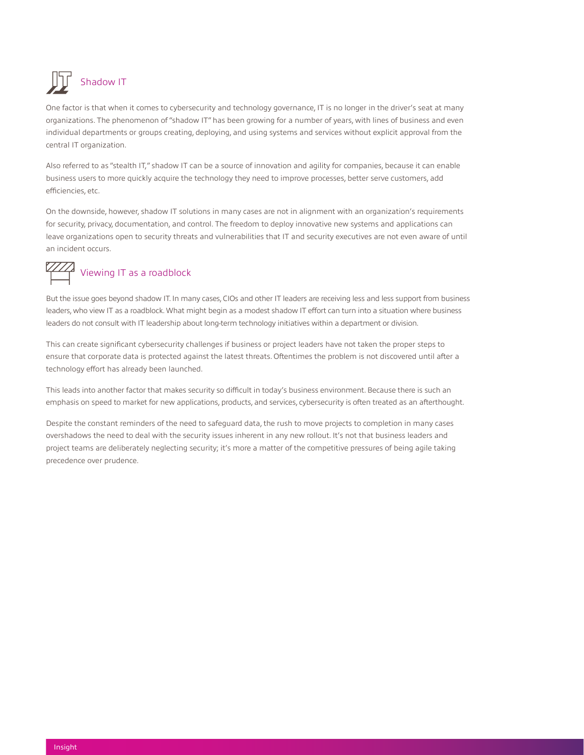## Shadow IT

One factor is that when it comes to cybersecurity and technology governance, IT is no longer in the driver's seat at many organizations. The phenomenon of "shadow IT" has been growing for a number of years, with lines of business and even individual departments or groups creating, deploying, and using systems and services without explicit approval from the central IT organization.

Also referred to as "stealth IT," shadow IT can be a source of innovation and agility for companies, because it can enable business users to more quickly acquire the technology they need to improve processes, better serve customers, add efficiencies, etc.

On the downside, however, shadow IT solutions in many cases are not in alignment with an organization's requirements for security, privacy, documentation, and control. The freedom to deploy innovative new systems and applications can leave organizations open to security threats and vulnerabilities that IT and security executives are not even aware of until an incident occurs.

## Viewing IT as a roadblock

But the issue goes beyond shadow IT. In many cases, CIOs and other IT leaders are receiving less and less support from business leaders, who view IT as a roadblock. What might begin as a modest shadow IT effort can turn into a situation where business leaders do not consult with IT leadership about long-term technology initiatives within a department or division.

This can create significant cybersecurity challenges if business or project leaders have not taken the proper steps to ensure that corporate data is protected against the latest threats. Oftentimes the problem is not discovered until after a technology effort has already been launched.

This leads into another factor that makes security so difficult in today's business environment. Because there is such an emphasis on speed to market for new applications, products, and services, cybersecurity is often treated as an afterthought.

Despite the constant reminders of the need to safeguard data, the rush to move projects to completion in many cases overshadows the need to deal with the security issues inherent in any new rollout. It's not that business leaders and project teams are deliberately neglecting security; it's more a matter of the competitive pressures of being agile taking precedence over prudence.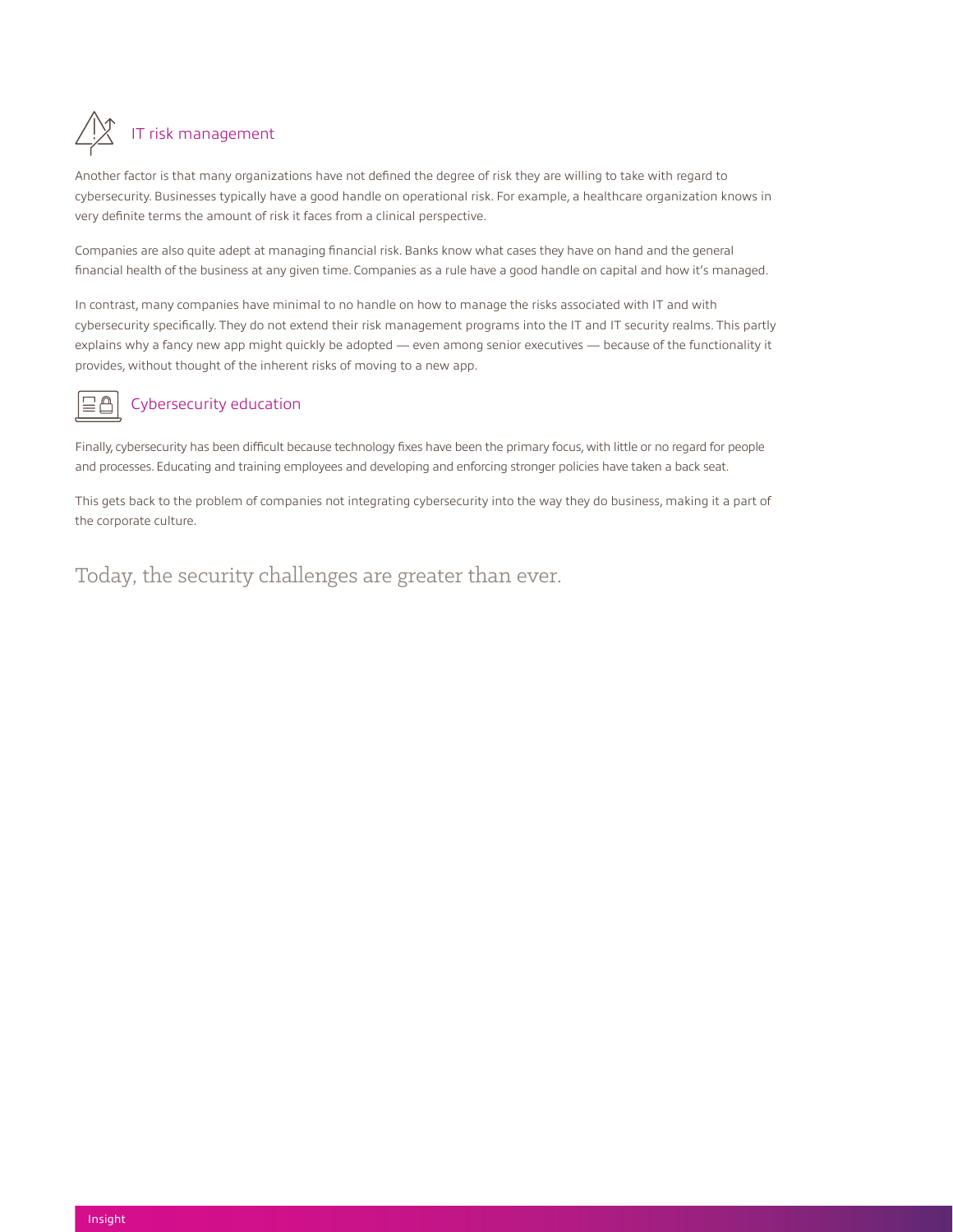## IT risk management

Another factor is that many organizations have not defined the degree of risk they are willing to take with regard to cybersecurity. Businesses typically have a good handle on operational risk. For example, a healthcare organization knows in very definite terms the amount of risk it faces from a clinical perspective.

Companies are also quite adept at managing financial risk. Banks know what cases they have on hand and the general financial health of the business at any given time. Companies as a rule have a good handle on capital and how it's managed.

In contrast, many companies have minimal to no handle on how to manage the risks associated with IT and with cybersecurity specifically. They do not extend their risk management programs into the IT and IT security realms. This partly explains why a fancy new app might quickly be adopted — even among senior executives — because of the functionality it provides, without thought of the inherent risks of moving to a new app.

## Cybersecurity education

Finally, cybersecurity has been difficult because technology fixes have been the primary focus, with little or no regard for people and processes. Educating and training employees and developing and enforcing stronger policies have taken a back seat.

This gets back to the problem of companies not integrating cybersecurity into the way they do business, making it a part of the corporate culture.

Today, the security challenges are greater than ever.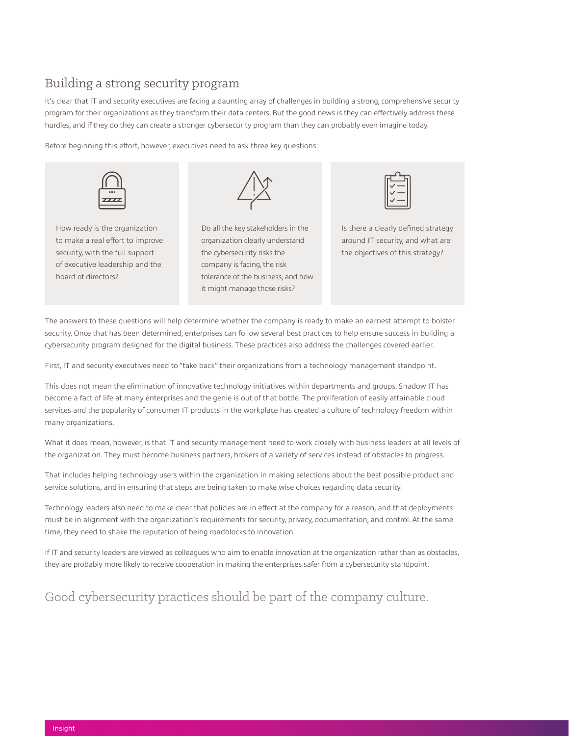## Building a strong security program

It's clear that IT and security executives are facing a daunting array of challenges in building a strong, comprehensive security program for their organizations as they transform their data centers. But the good news is they can effectively address these hurdles, and if they do they can create a stronger cybersecurity program than they can probably even imagine today.

Before beginning this effort, however, executives need to ask three key questions:

- How ready is the organization to make a real effort to improve security, with the full support of executive leadership and the board of directors?
- Do all the key stakeholders in the organization clearly understand the cybersecurity risks the company is facing, the risk tolerance of the business, and how it might manage those risks?
- Is there a clearly defined strategy around IT security, and what are the objectives of this strategy?

The answers to these questions will help determine whether the company is ready to make an earnest attempt to bolster security. Once that has been determined, enterprises can follow several best practices to help ensure success in building a cybersecurity program designed for the digital business. These practices also address the challenges covered earlier.

First, IT and security executives need to "take back" their organizations from a technology management standpoint.

This does not mean the elimination of innovative technology initiatives within departments and groups. Shadow IT has become a fact of life at many enterprises and the genie is out of that bottle. The proliferation of easily attainable cloud services and the popularity of consumer IT products in the workplace has created a culture of technology freedom within many organizations.

What it does mean, however, is that IT and security management need to work closely with business leaders at all levels of the organization. They must become business partners, brokers of a variety of services instead of obstacles to progress.

That includes helping technology users within the organization in making selections about the best possible product and service solutions, and in ensuring that steps are being taken to make wise choices regarding data security.

Technology leaders also need to make clear that policies are in effect at the company for a reason, and that deployments must be in alignment with the organization's requirements for security, privacy, documentation, and control. At the same time, they need to shake the reputation of being roadblocks to innovation.

If IT and security leaders are viewed as colleagues who aim to enable innovation at the organization rather than as obstacles, they are probably more likely to receive cooperation in making the enterprises safer from a cybersecurity standpoint.

> Good cybersecurity practices should be part of the company culture.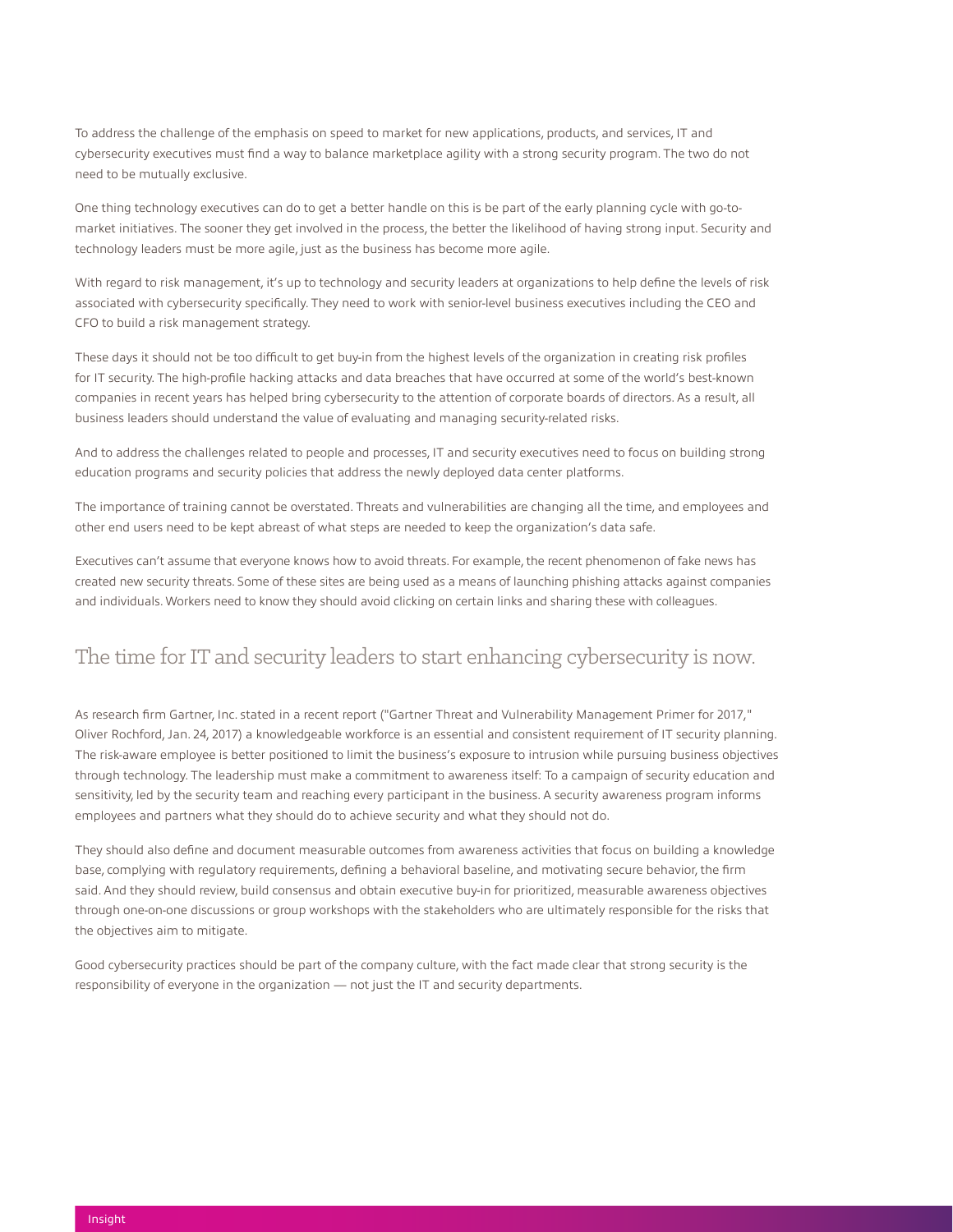To address the challenge of the emphasis on speed to market for new applications, products, and services, IT and cybersecurity executives must find a way to balance marketplace agility with a strong security program. The two do not need to be mutually exclusive.

One thing technology executives can do to get a better handle on this is be part of the early planning cycle with go-to-market initiatives. The sooner they get involved in the process, the better the likelihood of having strong input. Security and technology leaders must be more agile, just as the business has become more agile.

With regard to risk management, it's up to technology and security leaders at organizations to help define the levels of risk associated with cybersecurity specifically. They need to work with senior-level business executives including the CEO and CFO to build a risk management strategy.

These days it should not be too difficult to get buy-in from the highest levels of the organization in creating risk profiles for IT security. The high-profile hacking attacks and data breaches that have occurred at some of the world's best-known companies in recent years has helped bring cybersecurity to the attention of corporate boards of directors. As a result, all business leaders should understand the value of evaluating and managing security-related risks.

And to address the challenges related to people and processes, IT and security executives need to focus on building strong education programs and security policies that address the newly deployed data center platforms.

The importance of training cannot be overstated. Threats and vulnerabilities are changing all the time, and employees and other end users need to be kept abreast of what steps are needed to keep the organization's data safe.

Executives can't assume that everyone knows how to avoid threats. For example, the recent phenomenon of fake news has created new security threats. Some of these sites are being used as a means of launching phishing attacks against companies and individuals. Workers need to know they should avoid clicking on certain links and sharing these with colleagues.

## The time for IT and security leaders to start enhancing cybersecurity is now.

As research firm Gartner, Inc. stated in a recent report ("Gartner Threat and Vulnerability Management Primer for 2017," Oliver Rochford, Jan. 24, 2017) a knowledgeable workforce is an essential and consistent requirement of IT security planning. The risk-aware employee is better positioned to limit the business's exposure to intrusion while pursuing business objectives through technology. The leadership must make a commitment to awareness itself: To a campaign of security education and sensitivity, led by the security team and reaching every participant in the business. A security awareness program informs employees and partners what they should do to achieve security and what they should not do.

They should also define and document measurable outcomes from awareness activities that focus on building a knowledge base, complying with regulatory requirements, defining a behavioral baseline, and motivating secure behavior, the firm said. And they should review, build consensus and obtain executive buy-in for prioritized, measurable awareness objectives through one-on-one discussions or group workshops with the stakeholders who are ultimately responsible for the risks that the objectives aim to mitigate.

Good cybersecurity practices should be part of the company culture, with the fact made clear that strong security is the responsibility of everyone in the organization — not just the IT and security departments.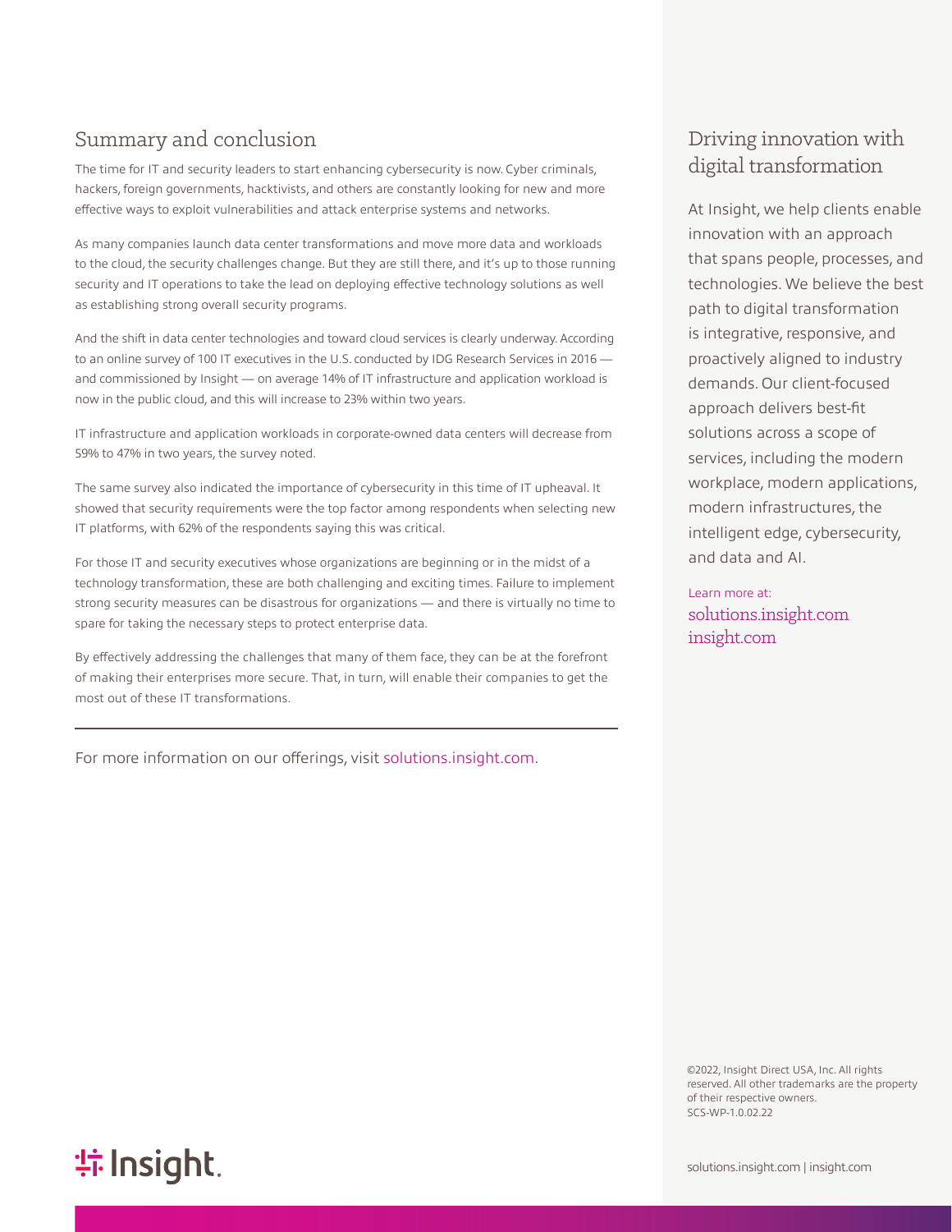## Summary and conclusion

The time for IT and security leaders to start enhancing cybersecurity is now. Cyber criminals, hackers, foreign governments, hacktivists, and others are constantly looking for new and more effective ways to exploit vulnerabilities and attack enterprise systems and networks.

As many companies launch data center transformations and move more data and workloads to the cloud, the security challenges change. But they are still there, and it's up to those running security and IT operations to take the lead on deploying effective technology solutions as well as establishing strong overall security programs.

And the shift in data center technologies and toward cloud services is clearly underway. According to an online survey of 100 IT executives in the U.S. conducted by IDG Research Services in 2016 — and commissioned by Insight — on average 14% of IT infrastructure and application workload is now in the public cloud, and this will increase to 23% within two years.

IT infrastructure and application workloads in corporate-owned data centers will decrease from 59% to 47% in two years, the survey noted.

The same survey also indicated the importance of cybersecurity in this time of IT upheaval. It showed that security requirements were the top factor among respondents when selecting new IT platforms, with 62% of the respondents saying this was critical.

For those IT and security executives whose organizations are beginning or in the midst of a technology transformation, these are both challenging and exciting times. Failure to implement strong security measures can be disastrous for organizations — and there is virtually no time to spare for taking the necessary steps to protect enterprise data.

By effectively addressing the challenges that many of them face, they can be at the forefront of making their enterprises more secure. That, in turn, will enable their companies to get the most out of these IT transformations.

---

For more information on our offerings, visit solutions.insight.com.

## Driving innovation with digital transformation

At Insight, we help clients enable innovation with an approach that spans people, processes, and technologies. We believe the best path to digital transformation is integrative, responsive, and proactively aligned to industry demands. Our client-focused approach delivers best-fit solutions across a scope of services, including the modern workplace, modern applications, modern infrastructures, the intelligent edge, cybersecurity, and data and AI.

Learn more at:
solutions.insight.com
insight.com

©2022, Insight Direct USA, Inc. All rights reserved. All other trademarks are the property of their respective owners.
SCS-WP-1.0.02.22

Insight.

solutions.insight.com | insight.com